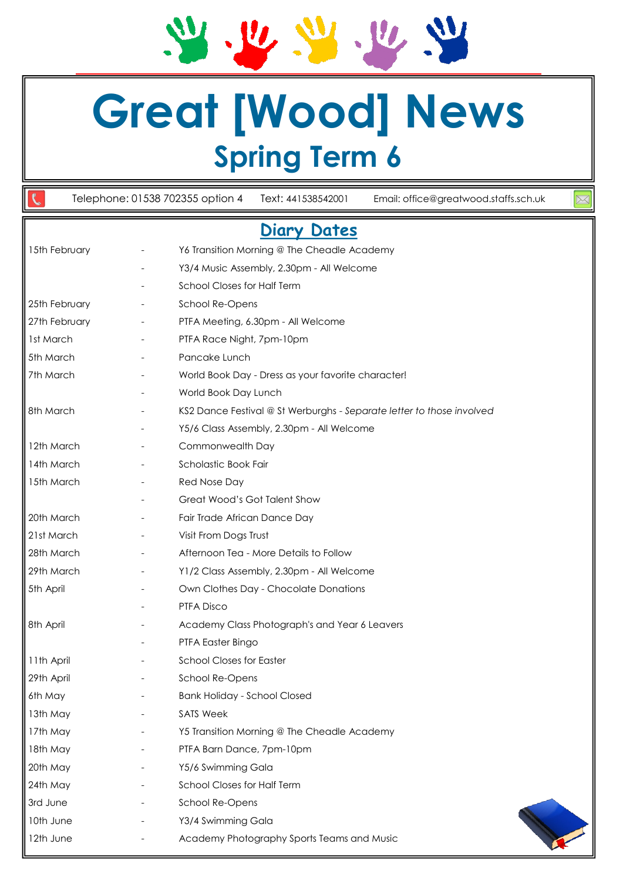# Great [Wood] News

## Spring Term 6

Telephone: 01538 702355 option 4 Text: 441538542001 Email: office@greatwood.staffs.sch.uk

## Diary Dates

| | | |
|---|---|---|
| 15th February | - | Y6 Transition Morning @ The Cheadle Academy |
| | - | Y3/4 Music Assembly, 2.30pm - All Welcome |
| | - | School Closes for Half Term |
| 25th February | - | School Re-Opens |
| 27th February | - | PTFA Meeting, 6.30pm - All Welcome |
| 1st March | - | PTFA Race Night, 7pm-10pm |
| 5th March | - | Pancake Lunch |
| 7th March | - | World Book Day - Dress as your favorite character! |
| | - | World Book Day Lunch |
| 8th March | - | KS2 Dance Festival @ St Werburghs - *Separate letter to those involved* |
| | - | Y5/6 Class Assembly, 2.30pm - All Welcome |
| 12th March | - | Commonwealth Day |
| 14th March | - | Scholastic Book Fair |
| 15th March | - | Red Nose Day |
| | - | Great Wood's Got Talent Show |
| 20th March | - | Fair Trade African Dance Day |
| 21st March | - | Visit From Dogs Trust |
| 28th March | - | Afternoon Tea - More Details to Follow |
| 29th March | - | Y1/2 Class Assembly, 2.30pm - All Welcome |
| 5th April | - | Own Clothes Day - Chocolate Donations |
| | - | PTFA Disco |
| 8th April | - | Academy Class Photograph's and Year 6 Leavers |
| | - | PTFA Easter Bingo |
| 11th April | - | School Closes for Easter |
| 29th April | - | School Re-Opens |
| 6th May | - | Bank Holiday - School Closed |
| 13th May | - | SATS Week |
| 17th May | - | Y5 Transition Morning @ The Cheadle Academy |
| 18th May | - | PTFA Barn Dance, 7pm-10pm |
| 20th May | - | Y5/6 Swimming Gala |
| 24th May | - | School Closes for Half Term |
| 3rd June | - | School Re-Opens |
| 10th June | - | Y3/4 Swimming Gala |
| 12th June | - | Academy Photography Sports Teams and Music |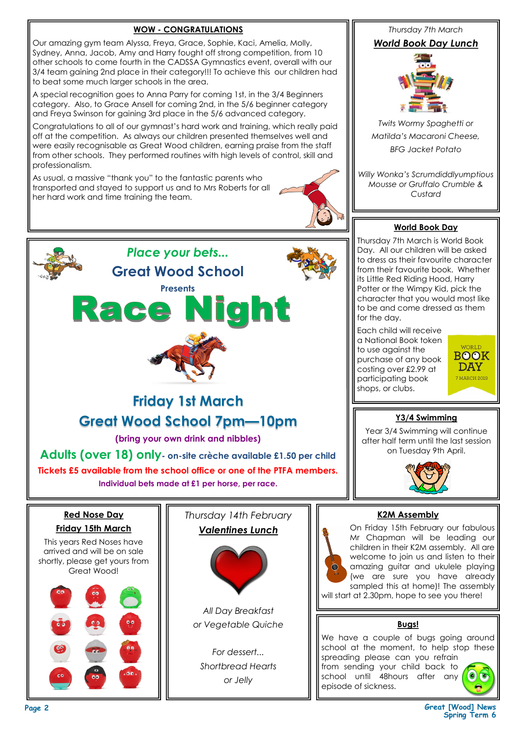## WOW - CONGRATULATIONS

Our amazing gym team Alyssa, Freya, Grace, Sophie, Kaci, Amelia, Molly, Sydney, Anna, Jacob, Amy and Harry fought off strong competition, from 10 other schools to come fourth in the CADSSA Gymnastics event, overall with our 3/4 team gaining 2nd place in their category!!! To achieve this our children had to beat some much larger schools in the area.

A special recognition goes to Anna Parry for coming 1st, in the 3/4 Beginners category. Also, to Grace Ansell for coming 2nd, in the 5/6 beginner category and Freya Swinson for gaining 3rd place in the 5/6 advanced category.

Congratulations to all of our gymnast's hard work and training, which really paid off at the competition. As always our children presented themselves well and were easily recognisable as Great Wood children, earning praise from the staff from other schools. They performed routines with high levels of control, skill and professionalism.

As usual, a massive "thank you" to the fantastic parents who transported and stayed to support us and to Mrs Roberts for all her hard work and time training the team.

*Thursday 7th March*

## *World Book Day Lunch*

*Twits Wormy Spaghetti or Matilda's Macaroni Cheese, BFG Jacket Potato*

*Willy Wonka's Scrumdiddlyumptious Mousse or Gruffalo Crumble & Custard*

*Place your bets...*

## Great Wood School

**Presents**

# Race Night

## Friday 1st March

## Great Wood School 7pm—10pm

**(bring your own drink and nibbles)**

**Adults (over 18) only- on-site crèche available £1.50 per child**

**Tickets £5 available from the school office or one of the PTFA members.**

**Individual bets made at £1 per horse, per race.**

## World Book Day

Thursday 7th March is World Book Day. All our children will be asked to dress as their favourite character from their favourite book. Whether its Little Red Riding Hood, Harry Potter or the Wimpy Kid, pick the character that you would most like to be and come dressed as them for the day.

Each child will receive a National Book token to use against the purchase of any book costing over £2.99 at participating book shops, or clubs.

WORLD BOOK DAY 7 MARCH 2019

## Y3/4 Swimming

Year 3/4 Swimming will continue after half term until the last session on Tuesday 9th April.

## Red Nose Day
## Friday 15th March

This years Red Noses have arrived and will be on sale shortly, please get yours from Great Wood!

*Thursday 14th February*

## *Valentines Lunch*

*All Day Breakfast or Vegetable Quiche*

*For dessert... Shortbread Hearts or Jelly*

## K2M Assembly

On Friday 15th February our fabulous Mr Chapman will be leading our children in their K2M assembly. All are welcome to join us and listen to their amazing guitar and ukulele playing (we are sure you have already sampled this at home)! The assembly will start at 2.30pm, hope to see you there!

## Bugs!

We have a couple of bugs going around school at the moment, to help stop these spreading please can you refrain from sending your child back to school until 48hours after any episode of sickness.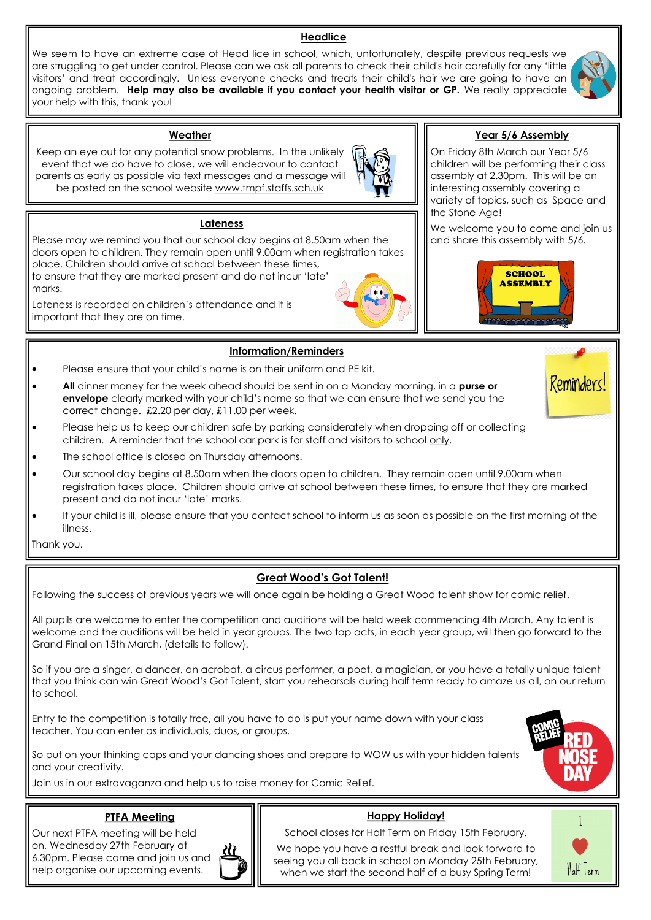## Headlice

We seem to have an extreme case of Head lice in school, which, unfortunately, despite previous requests we are struggling to get under control. Please can we ask all parents to check their child's hair carefully for any 'little visitors' and treat accordingly. Unless everyone checks and treats their child's hair we are going to have an ongoing problem. **Help may also be available if you contact your health visitor or GP.** We really appreciate your help with this, thank you!

## Weather

Keep an eye out for any potential snow problems. In the unlikely event that we do have to close, we will endeavour to contact parents as early as possible via text messages and a message will be posted on the school website www.tmpf.staffs.sch.uk

## Lateness

Please may we remind you that our school day begins at 8.50am when the doors open to children. They remain open until 9.00am when registration takes place. Children should arrive at school between these times, to ensure that they are marked present and do not incur 'late' marks.

Lateness is recorded on children's attendance and it is important that they are on time.

## Year 5/6 Assembly

On Friday 8th March our Year 5/6 children will be performing their class assembly at 2.30pm. This will be an interesting assembly covering a variety of topics, such as Space and the Stone Age!

We welcome you to come and join us and share this assembly with 5/6.

## Information/Reminders

- Please ensure that your child's name is on their uniform and PE kit.
- **All** dinner money for the week ahead should be sent in on a Monday morning, in a **purse or envelope** clearly marked with your child's name so that we can ensure that we send you the correct change. £2.20 per day, £11.00 per week.
- Please help us to keep our children safe by parking considerately when dropping off or collecting children. A reminder that the school car park is for staff and visitors to school only.
- The school office is closed on Thursday afternoons.
- Our school day begins at 8.50am when the doors open to children. They remain open until 9.00am when registration takes place. Children should arrive at school between these times, to ensure that they are marked present and do not incur 'late' marks.
- If your child is ill, please ensure that you contact school to inform us as soon as possible on the first morning of the illness.

Thank you.

## Great Wood's Got Talent!

Following the success of previous years we will once again be holding a Great Wood talent show for comic relief.

All pupils are welcome to enter the competition and auditions will be held week commencing 4th March. Any talent is welcome and the auditions will be held in year groups. The two top acts, in each year group, will then go forward to the Grand Final on 15th March, (details to follow).

So if you are a singer, a dancer, an acrobat, a circus performer, a poet, a magician, or you have a totally unique talent that you think can win Great Wood's Got Talent, start you rehearsals during half term ready to amaze us all, on our return to school.

Entry to the competition is totally free, all you have to do is put your name down with your class teacher. You can enter as individuals, duos, or groups.

So put on your thinking caps and your dancing shoes and prepare to WOW us with your hidden talents and your creativity.

Join us in our extravaganza and help us to raise money for Comic Relief.

## PTFA Meeting

Our next PTFA meeting will be held on, Wednesday 27th February at 6.30pm. Please come and join us and help organise our upcoming events.

## Happy Holiday!

School closes for Half Term on Friday 15th February.

We hope you have a restful break and look forward to seeing you all back in school on Monday 25th February, when we start the second half of a busy Spring Term!